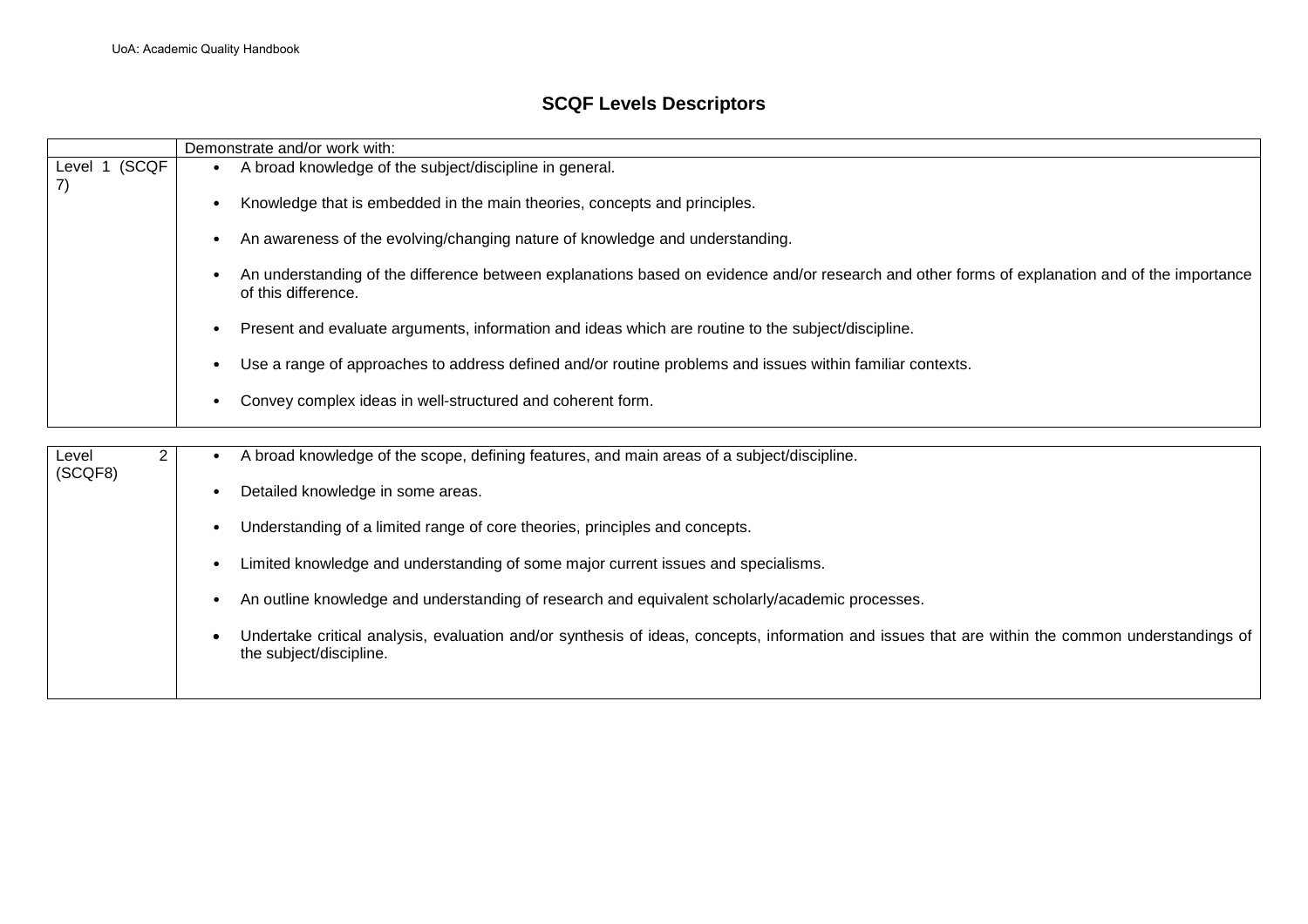# SCQF Levels Descriptors

| | Demonstrate and/or work with: |
|---|---|
| Level 1 (SCQF 7) | • A broad knowledge of the subject/discipline in general.<br><br>• Knowledge that is embedded in the main theories, concepts and principles.<br><br>• An awareness of the evolving/changing nature of knowledge and understanding.<br><br>• An understanding of the difference between explanations based on evidence and/or research and other forms of explanation and of the importance of this difference.<br><br>• Present and evaluate arguments, information and ideas which are routine to the subject/discipline.<br><br>• Use a range of approaches to address defined and/or routine problems and issues within familiar contexts.<br><br>• Convey complex ideas in well-structured and coherent form. |
| Level 2 (SCQF8) | • A broad knowledge of the scope, defining features, and main areas of a subject/discipline.<br><br>• Detailed knowledge in some areas.<br><br>• Understanding of a limited range of core theories, principles and concepts.<br><br>• Limited knowledge and understanding of some major current issues and specialisms.<br><br>• An outline knowledge and understanding of research and equivalent scholarly/academic processes.<br><br>• Undertake critical analysis, evaluation and/or synthesis of ideas, concepts, information and issues that are within the common understandings of the subject/discipline. |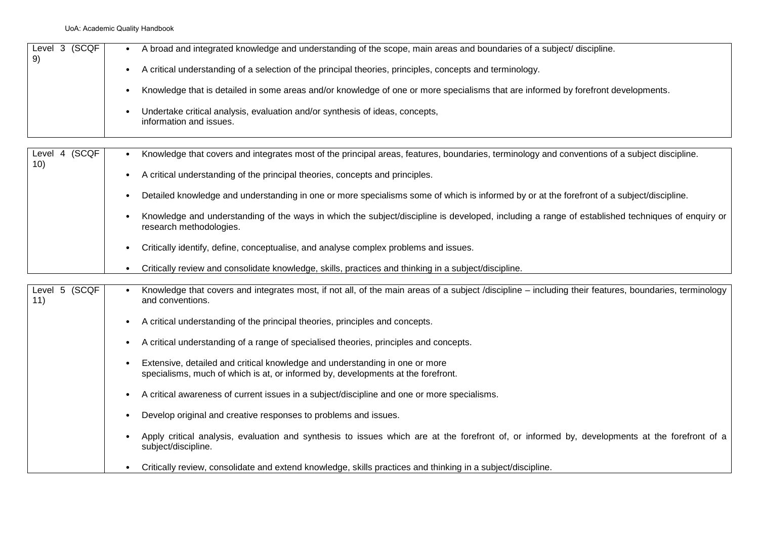| | |
|---|---|
| Level 3 (SCQF 9) | • A broad and integrated knowledge and understanding of the scope, main areas and boundaries of a subject/ discipline.<br>• A critical understanding of a selection of the principal theories, principles, concepts and terminology.<br>• Knowledge that is detailed in some areas and/or knowledge of one or more specialisms that are informed by forefront developments.<br>• Undertake critical analysis, evaluation and/or synthesis of ideas, concepts, information and issues. |

| | |
|---|---|
| Level 4 (SCQF 10) | • Knowledge that covers and integrates most of the principal areas, features, boundaries, terminology and conventions of a subject discipline.<br>• A critical understanding of the principal theories, concepts and principles.<br>• Detailed knowledge and understanding in one or more specialisms some of which is informed by or at the forefront of a subject/discipline.<br>• Knowledge and understanding of the ways in which the subject/discipline is developed, including a range of established techniques of enquiry or research methodologies.<br>• Critically identify, define, conceptualise, and analyse complex problems and issues.<br>• Critically review and consolidate knowledge, skills, practices and thinking in a subject/discipline. |

| | |
|---|---|
| Level 5 (SCQF 11) | • Knowledge that covers and integrates most, if not all, of the main areas of a subject /discipline – including their features, boundaries, terminology and conventions.<br>• A critical understanding of the principal theories, principles and concepts.<br>• A critical understanding of a range of specialised theories, principles and concepts.<br>• Extensive, detailed and critical knowledge and understanding in one or more specialisms, much of which is at, or informed by, developments at the forefront.<br>• A critical awareness of current issues in a subject/discipline and one or more specialisms.<br>• Develop original and creative responses to problems and issues.<br>• Apply critical analysis, evaluation and synthesis to issues which are at the forefront of, or informed by, developments at the forefront of a subject/discipline.<br>• Critically review, consolidate and extend knowledge, skills practices and thinking in a subject/discipline. |